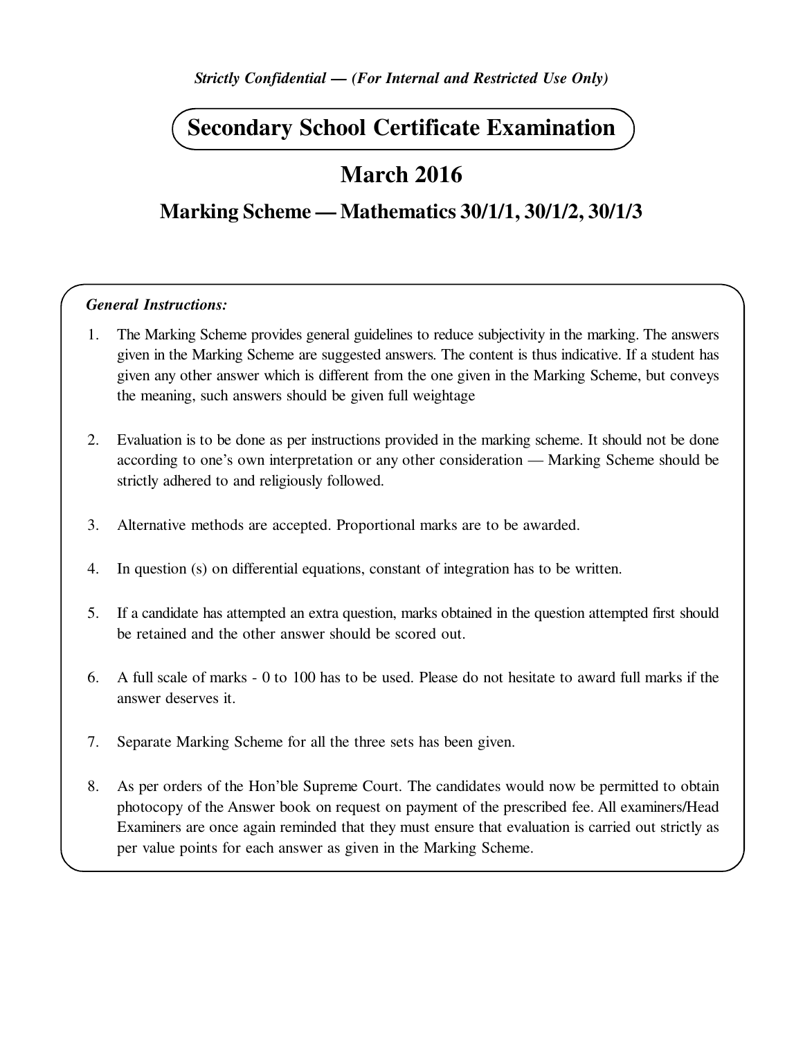*Strictly Confidential — (For Internal and Restricted Use Only)*

# Secondary School Certificate Examination

## March 2016

## Marking Scheme — Mathematics 30/1/1, 30/1/2, 30/1/3

***General Instructions:***

1. The Marking Scheme provides general guidelines to reduce subjectivity in the marking. The answers given in the Marking Scheme are suggested answers. The content is thus indicative. If a student has given any other answer which is different from the one given in the Marking Scheme, but conveys the meaning, such answers should be given full weightage

2. Evaluation is to be done as per instructions provided in the marking scheme. It should not be done according to one's own interpretation or any other consideration — Marking Scheme should be strictly adhered to and religiously followed.

3. Alternative methods are accepted. Proportional marks are to be awarded.

4. In question (s) on differential equations, constant of integration has to be written.

5. If a candidate has attempted an extra question, marks obtained in the question attempted first should be retained and the other answer should be scored out.

6. A full scale of marks - 0 to 100 has to be used. Please do not hesitate to award full marks if the answer deserves it.

7. Separate Marking Scheme for all the three sets has been given.

8. As per orders of the Hon'ble Supreme Court. The candidates would now be permitted to obtain photocopy of the Answer book on request on payment of the prescribed fee. All examiners/Head Examiners are once again reminded that they must ensure that evaluation is carried out strictly as per value points for each answer as given in the Marking Scheme.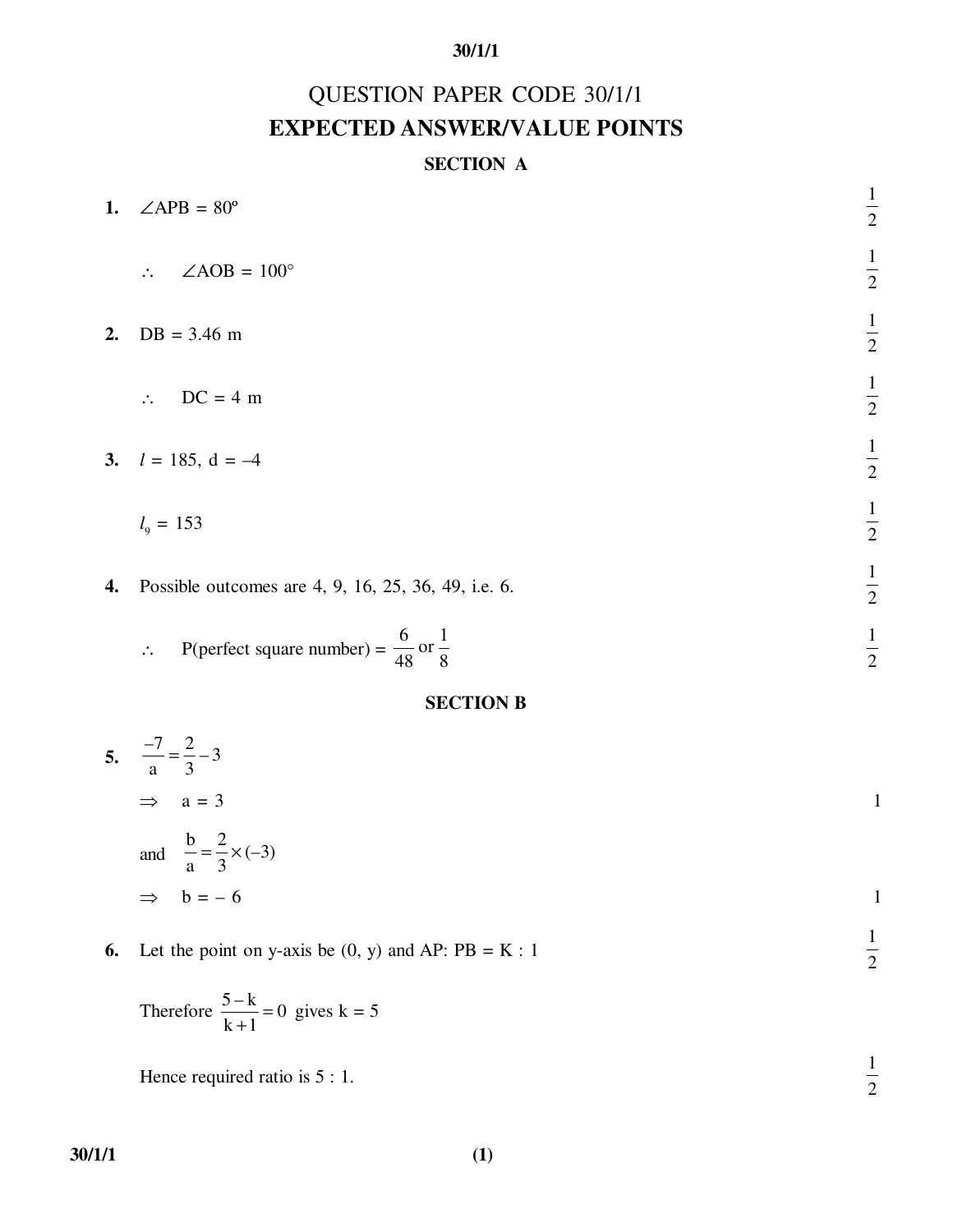# QUESTION PAPER CODE 30/1/1

## EXPECTED ANSWER/VALUE POINTS

### SECTION A

**1.** $\angle APB = 80°$ $\quad \frac{1}{2}$

$\therefore \quad \angle AOB = 100°$ $\quad \frac{1}{2}$

**2.** DB = 3.46 m $\quad \frac{1}{2}$

$\therefore \quad$ DC = 4 m $\quad \frac{1}{2}$

**3.** $l = 185$, d = –4 $\quad \frac{1}{2}$

$l_9 = 153$ $\quad \frac{1}{2}$

**4.** Possible outcomes are 4, 9, 16, 25, 36, 49, i.e. 6. $\quad \frac{1}{2}$

$\therefore \quad$ P(perfect square number) = $\frac{6}{48}$ or $\frac{1}{8}$ $\quad \frac{1}{2}$

### SECTION B

**5.** $\frac{-7}{a} = \frac{2}{3} - 3$

$\Rightarrow \quad a = 3$ $\quad 1$

and $\quad \frac{b}{a} = \frac{2}{3} \times (-3)$

$\Rightarrow \quad b = -6$ $\quad 1$

**6.** Let the point on y-axis be (0, y) and AP: PB = K : 1 $\quad \frac{1}{2}$

Therefore $\frac{5-k}{k+1} = 0$ gives k = 5

Hence required ratio is 5 : 1. $\quad \frac{1}{2}$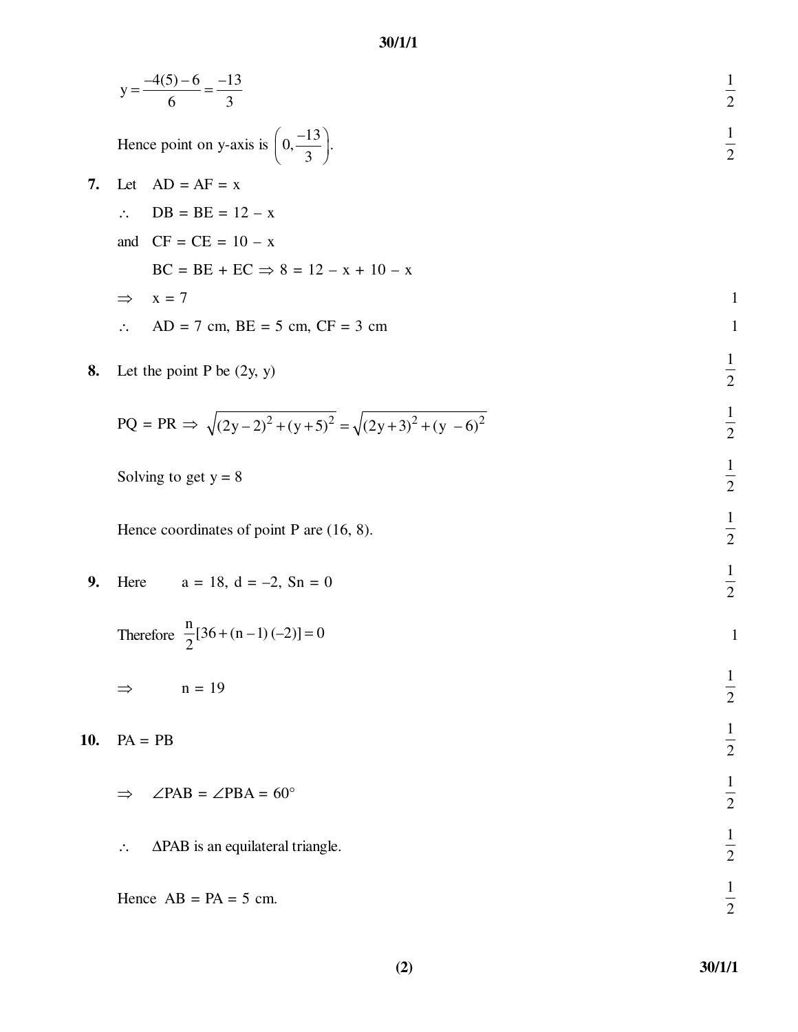$$y = \frac{-4(5)-6}{6} = \frac{-13}{3}$$ $\frac{1}{2}$

Hence point on y-axis is $\left(0, \frac{-13}{3}\right)$. $\frac{1}{2}$

**7.** Let AD = AF = x

$\therefore$ DB = BE = 12 – x

and CF = CE = 10 – x

BC = BE + EC $\Rightarrow$ 8 = 12 – x + 10 – x

$\Rightarrow$ x = 7 1

$\therefore$ AD = 7 cm, BE = 5 cm, CF = 3 cm 1

**8.** Let the point P be (2y, y) $\frac{1}{2}$

PQ = PR $\Rightarrow$ $\sqrt{(2y-2)^2+(y+5)^2} = \sqrt{(2y+3)^2+(y-6)^2}$ $\frac{1}{2}$

Solving to get y = 8 $\frac{1}{2}$

Hence coordinates of point P are (16, 8). $\frac{1}{2}$

**9.** Here a = 18, d = –2, Sn = 0 $\frac{1}{2}$

Therefore $\frac{n}{2}[36+(n-1)(-2)] = 0$ 1

$\Rightarrow$ n = 19 $\frac{1}{2}$

**10.** PA = PB $\frac{1}{2}$

$\Rightarrow$ $\angle$PAB = $\angle$PBA = 60° $\frac{1}{2}$

$\therefore$ $\Delta$PAB is an equilateral triangle. $\frac{1}{2}$

Hence AB = PA = 5 cm. $\frac{1}{2}$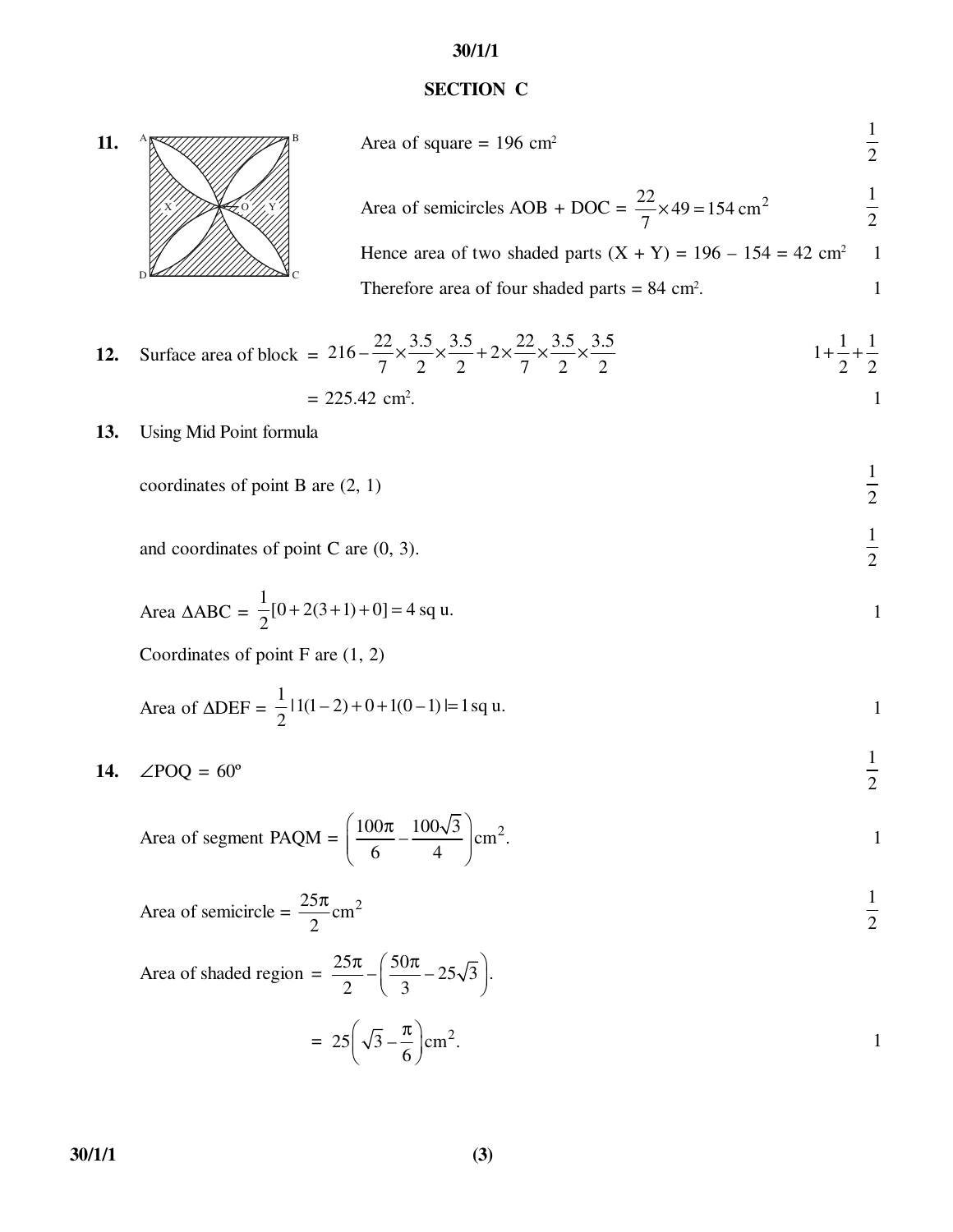## SECTION C

**11.** Area of square = 196 cm² $\frac{1}{2}$

Area of semicircles AOB + DOC = $\frac{22}{7} \times 49 = 154 \text{ cm}^2$ $\frac{1}{2}$

Hence area of two shaded parts (X + Y) = 196 – 154 = 42 cm² 1

Therefore area of four shaded parts = 84 cm². 1

**12.** Surface area of block = $216 - \frac{22}{7} \times \frac{3.5}{2} \times \frac{3.5}{2} + 2 \times \frac{22}{7} \times \frac{3.5}{2} \times \frac{3.5}{2}$ $1 + \frac{1}{2} + \frac{1}{2}$

= 225.42 cm². 1

**13.** Using Mid Point formula

coordinates of point B are (2, 1) $\frac{1}{2}$

and coordinates of point C are (0, 3). $\frac{1}{2}$

Area ΔABC = $\frac{1}{2}[0 + 2(3+1) + 0] = 4$ sq u. 1

Coordinates of point F are (1, 2)

Area of ΔDEF = $\frac{1}{2} | 1(1-2) + 0 + 1(0-1) | = 1$ sq u. 1

**14.** ∠POQ = 60º $\frac{1}{2}$

Area of segment PAQM = $\left(\frac{100\pi}{6} - \frac{100\sqrt{3}}{4}\right) \text{cm}^2$. 1

Area of semicircle = $\frac{25\pi}{2} \text{cm}^2$ $\frac{1}{2}$

Area of shaded region = $\frac{25\pi}{2} - \left(\frac{50\pi}{3} - 25\sqrt{3}\right)$.

= $25\left(\sqrt{3} - \frac{\pi}{6}\right) \text{cm}^2$. 1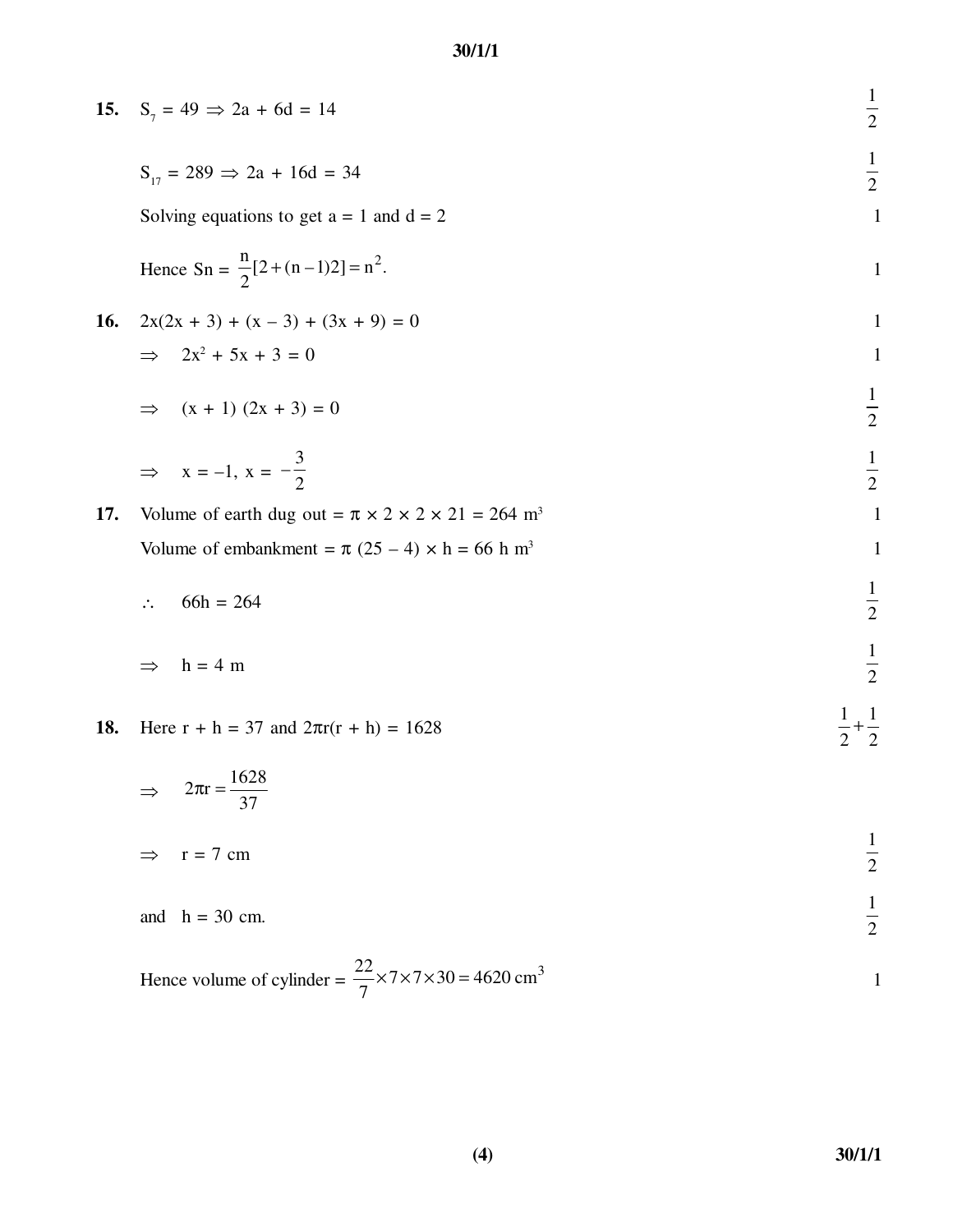**15.** $S_7 = 49 \Rightarrow 2a + 6d = 14$ $\frac{1}{2}$

$S_{17} = 289 \Rightarrow 2a + 16d = 34$ $\frac{1}{2}$

Solving equations to get a = 1 and d = 2 1

Hence $Sn = \frac{n}{2}[2+(n-1)2] = n^2$. 1

**16.** $2x(2x + 3) + (x - 3) + (3x + 9) = 0$ 1

$\Rightarrow \quad 2x^2 + 5x + 3 = 0$ 1

$\Rightarrow \quad (x + 1)(2x + 3) = 0$ $\frac{1}{2}$

$\Rightarrow \quad x = -1, \ x = -\frac{3}{2}$ $\frac{1}{2}$

**17.** Volume of earth dug out = $\pi \times 2 \times 2 \times 21 = 264 \text{ m}^3$ 1

Volume of embankment = $\pi (25 - 4) \times h = 66 h \text{ m}^3$ 1

$\therefore \quad 66h = 264$ $\frac{1}{2}$

$\Rightarrow \quad h = 4 \text{ m}$ $\frac{1}{2}$

**18.** Here $r + h = 37$ and $2\pi r(r + h) = 1628$ $\frac{1}{2}+\frac{1}{2}$

$\Rightarrow \quad 2\pi r = \frac{1628}{37}$

$\Rightarrow \quad r = 7 \text{ cm}$ $\frac{1}{2}$

and $\quad h = 30$ cm. $\frac{1}{2}$

Hence volume of cylinder = $\frac{22}{7} \times 7 \times 7 \times 30 = 4620 \text{ cm}^3$ 1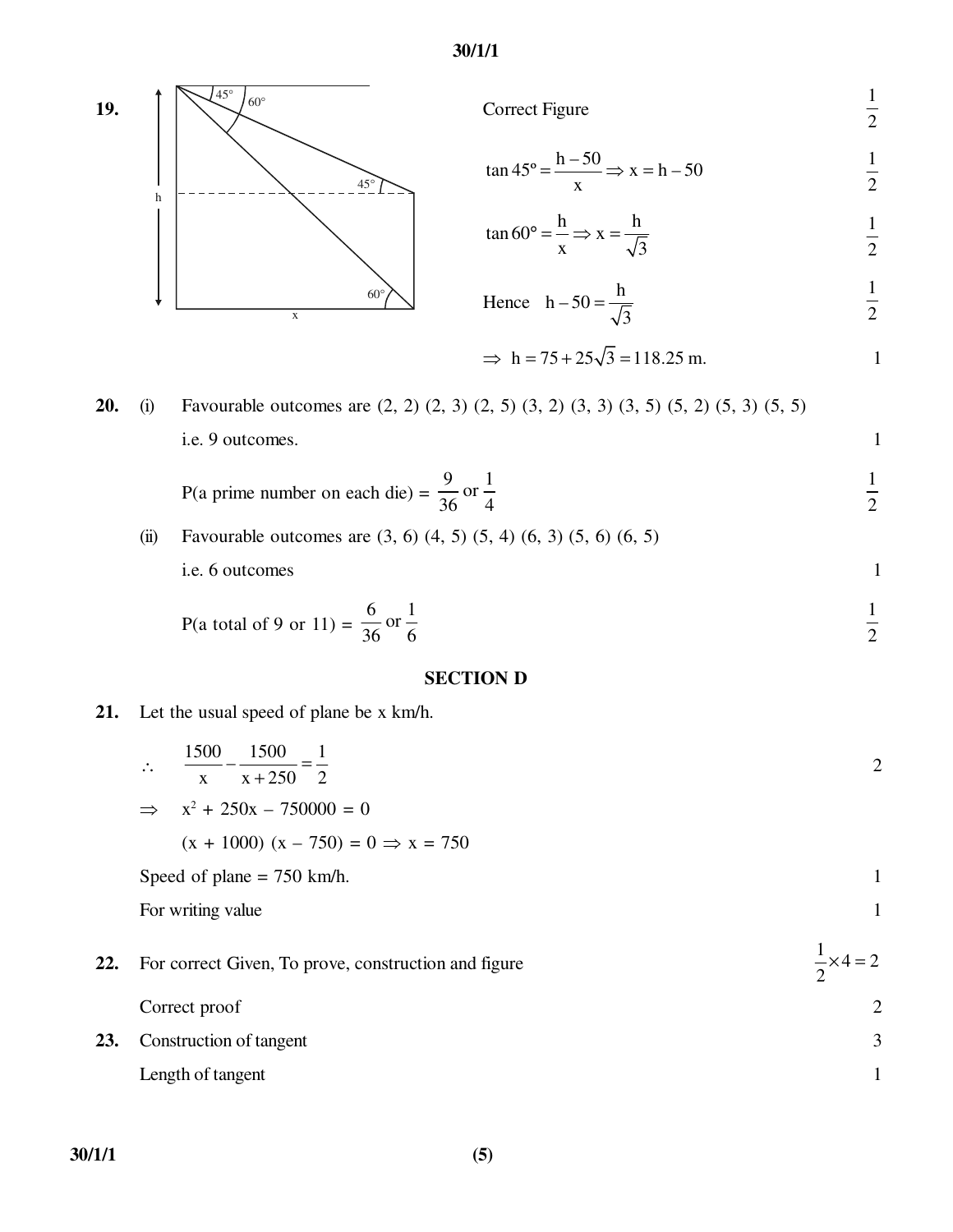**19.**

Correct Figure $\frac{1}{2}$

$\tan 45° = \frac{h-50}{x} \Rightarrow x = h - 50$ $\frac{1}{2}$

$\tan 60° = \frac{h}{x} \Rightarrow x = \frac{h}{\sqrt{3}}$ $\frac{1}{2}$

Hence $h - 50 = \frac{h}{\sqrt{3}}$ $\frac{1}{2}$

$\Rightarrow h = 75 + 25\sqrt{3} = 118.25$ m. 1

**20.** (i) Favourable outcomes are (2, 2) (2, 3) (2, 5) (3, 2) (3, 3) (3, 5) (5, 2) (5, 3) (5, 5)

i.e. 9 outcomes. 1

P(a prime number on each die) = $\frac{9}{36}$ or $\frac{1}{4}$ $\frac{1}{2}$

(ii) Favourable outcomes are (3, 6) (4, 5) (5, 4) (6, 3) (5, 6) (6, 5)

i.e. 6 outcomes 1

P(a total of 9 or 11) = $\frac{6}{36}$ or $\frac{1}{6}$ $\frac{1}{2}$

## SECTION D

**21.** Let the usual speed of plane be x km/h.

$\therefore \quad \frac{1500}{x} - \frac{1500}{x+250} = \frac{1}{2}$ 2

$\Rightarrow \quad x^2 + 250x - 750000 = 0$

$(x + 1000)(x - 750) = 0 \Rightarrow x = 750$

Speed of plane = 750 km/h. 1

For writing value 1

**22.** For correct Given, To prove, construction and figure $\frac{1}{2} \times 4 = 2$

Correct proof 2

**23.** Construction of tangent 3

Length of tangent 1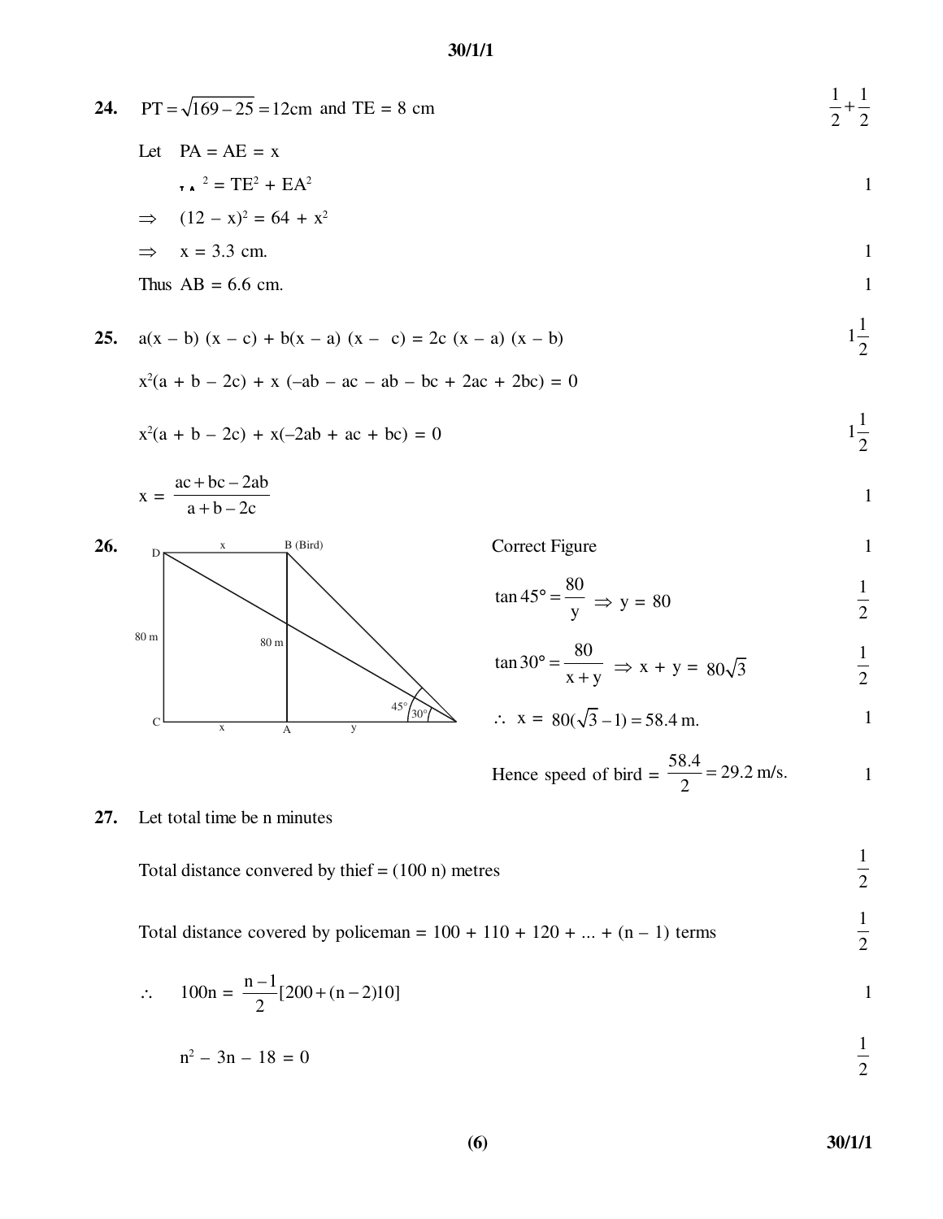**24.** $PT = \sqrt{169 - 25} = 12\text{cm}$ and TE = 8 cm $\quad \frac{1}{2} + \frac{1}{2}$

Let PA = AE = x

$TA^2 = TE^2 + EA^2$ $\quad 1$

$\Rightarrow \quad (12 - x)^2 = 64 + x^2$

$\Rightarrow \quad x = 3.3$ cm. $\quad 1$

Thus AB = 6.6 cm. $\quad 1$

**25.** $a(x - b)(x - c) + b(x - a)(x - c) = 2c(x - a)(x - b)$ $\quad 1\frac{1}{2}$

$x^2(a + b - 2c) + x(-ab - ac - ab - bc + 2ac + 2bc) = 0$

$x^2(a + b - 2c) + x(-2ab + ac + bc) = 0$ $\quad 1\frac{1}{2}$

$x = \dfrac{ac + bc - 2ab}{a + b - 2c}$ $\quad 1$

**26.**

Correct Figure $\quad 1$

$\tan 45° = \dfrac{80}{y} \Rightarrow y = 80$ $\quad \frac{1}{2}$

$\tan 30° = \dfrac{80}{x + y} \Rightarrow x + y = 80\sqrt{3}$ $\quad \frac{1}{2}$

$\therefore \; x = 80(\sqrt{3} - 1) = 58.4$ m. $\quad 1$

Hence speed of bird $= \dfrac{58.4}{2} = 29.2$ m/s. $\quad 1$

**27.** Let total time be n minutes

Total distance convered by thief = (100 n) metres $\quad \frac{1}{2}$

Total distance covered by policeman = 100 + 110 + 120 + ... + (n – 1) terms $\quad \frac{1}{2}$

$\therefore \quad 100n = \dfrac{n - 1}{2}[200 + (n - 2)10]$ $\quad 1$

$n^2 - 3n - 18 = 0$ $\quad \frac{1}{2}$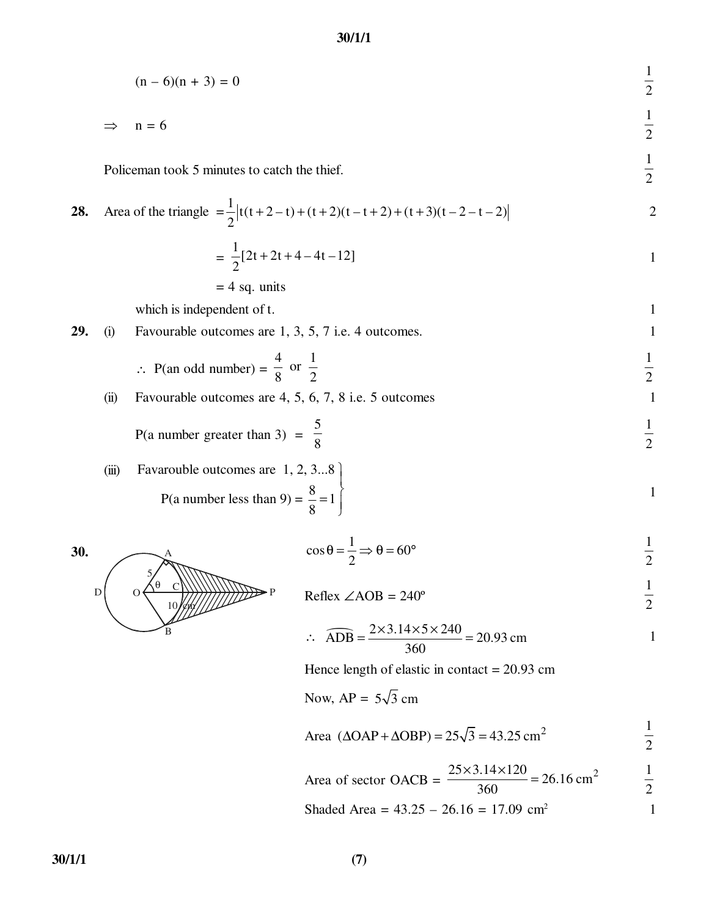$(n - 6)(n + 3) = 0$ $\frac{1}{2}$

$\Rightarrow \quad n = 6$ $\frac{1}{2}$

Policeman took 5 minutes to catch the thief. $\frac{1}{2}$

**28.** Area of the triangle $= \frac{1}{2}\left|t(t+2-t)+(t+2)(t-t+2)+(t+3)(t-2-t-2)\right|$ 2

$= \frac{1}{2}[2t+2t+4-4t-12]$ 1

$= 4$ sq. units

which is independent of t. 1

**29.** (i) Favourable outcomes are 1, 3, 5, 7 i.e. 4 outcomes. 1

$\therefore$ P(an odd number) $= \frac{4}{8}$ or $\frac{1}{2}$ $\frac{1}{2}$

(ii) Favourable outcomes are 4, 5, 6, 7, 8 i.e. 5 outcomes 1

P(a number greater than 3) $= \frac{5}{8}$ $\frac{1}{2}$

(iii) Favarouble outcomes are 1, 2, 3...8
P(a number less than 9) $= \frac{8}{8} = 1$ 1

**30.**

$\cos\theta = \frac{1}{2} \Rightarrow \theta = 60°$ $\frac{1}{2}$

Reflex $\angle AOB = 240°$ $\frac{1}{2}$

$\therefore \quad \widehat{ADB} = \frac{2 \times 3.14 \times 5 \times 240}{360} = 20.93$ cm 1

Hence length of elastic in contact = 20.93 cm

Now, AP = $5\sqrt{3}$ cm

Area $(\Delta OAP + \Delta OBP) = 25\sqrt{3} = 43.25 \text{ cm}^2$ $\frac{1}{2}$

Area of sector OACB $= \frac{25 \times 3.14 \times 120}{360} = 26.16 \text{ cm}^2$ $\frac{1}{2}$

Shaded Area = 43.25 – 26.16 = 17.09 $\text{cm}^2$ 1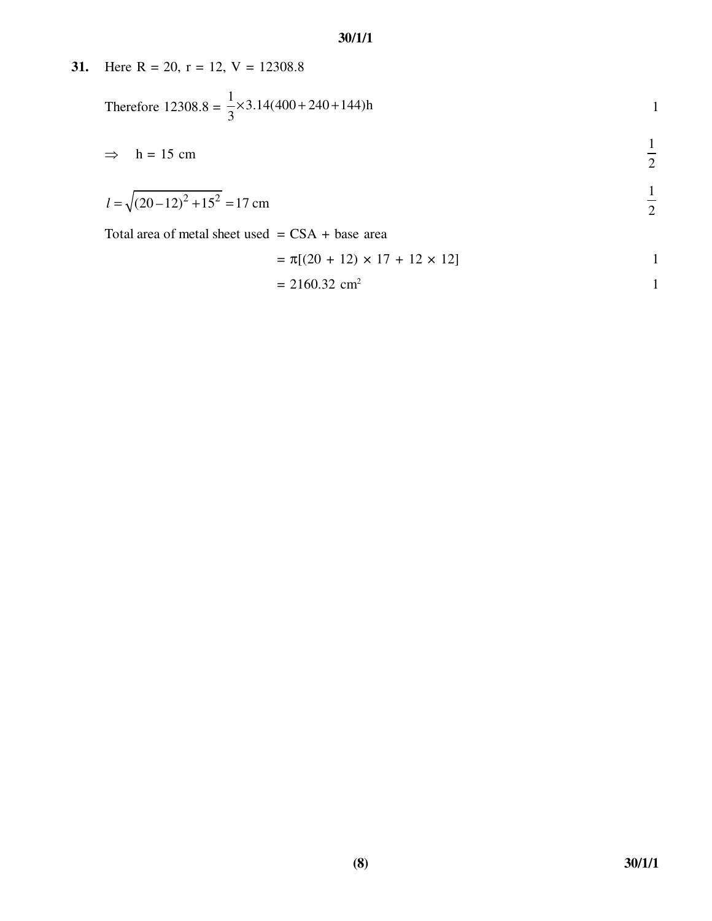**31.** Here R = 20, r = 12, V = 12308.8

Therefore $12308.8 = \frac{1}{3} \times 3.14(400 + 240 + 144)h$ &nbsp;&nbsp;&nbsp;&nbsp; 1

$\Rightarrow \quad h = 15$ cm &nbsp;&nbsp;&nbsp;&nbsp; $\frac{1}{2}$

$l = \sqrt{(20-12)^2 + 15^2} = 17$ cm &nbsp;&nbsp;&nbsp;&nbsp; $\frac{1}{2}$

Total area of metal sheet used = CSA + base area

$= \pi[(20 + 12) \times 17 + 12 \times 12]$ &nbsp;&nbsp;&nbsp;&nbsp; 1

$= 2160.32 \text{ cm}^2$ &nbsp;&nbsp;&nbsp;&nbsp; 1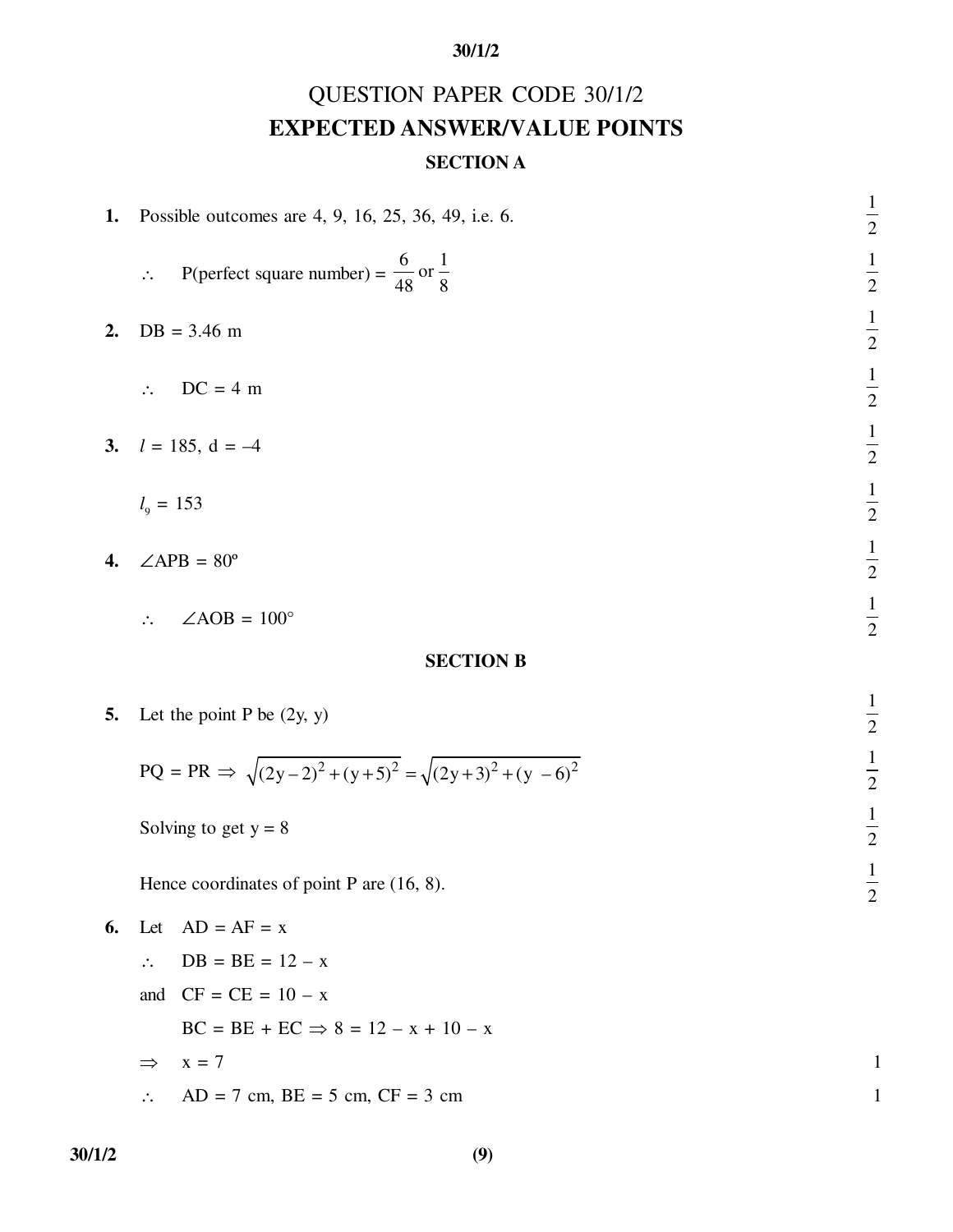# QUESTION PAPER CODE 30/1/2

## EXPECTED ANSWER/VALUE POINTS

### SECTION A

**1.** Possible outcomes are 4, 9, 16, 25, 36, 49, i.e. 6. $\frac{1}{2}$

$\therefore$ P(perfect square number) = $\frac{6}{48}$ or $\frac{1}{8}$ $\frac{1}{2}$

**2.** DB = 3.46 m $\frac{1}{2}$

$\therefore$ DC = 4 m $\frac{1}{2}$

**3.** $l$ = 185, d = –4 $\frac{1}{2}$

$l_9$ = 153 $\frac{1}{2}$

**4.** $\angle$APB = 80º $\frac{1}{2}$

$\therefore$ $\angle$AOB = 100° $\frac{1}{2}$

### SECTION B

**5.** Let the point P be (2y, y) $\frac{1}{2}$

PQ = PR $\Rightarrow$ $\sqrt{(2y-2)^2+(y+5)^2} = \sqrt{(2y+3)^2+(y-6)^2}$ $\frac{1}{2}$

Solving to get y = 8 $\frac{1}{2}$

Hence coordinates of point P are (16, 8). $\frac{1}{2}$

**6.** Let AD = AF = x

$\therefore$ DB = BE = 12 – x

and CF = CE = 10 – x

BC = BE + EC $\Rightarrow$ 8 = 12 – x + 10 – x

$\Rightarrow$ x = 7 1

$\therefore$ AD = 7 cm, BE = 5 cm, CF = 3 cm 1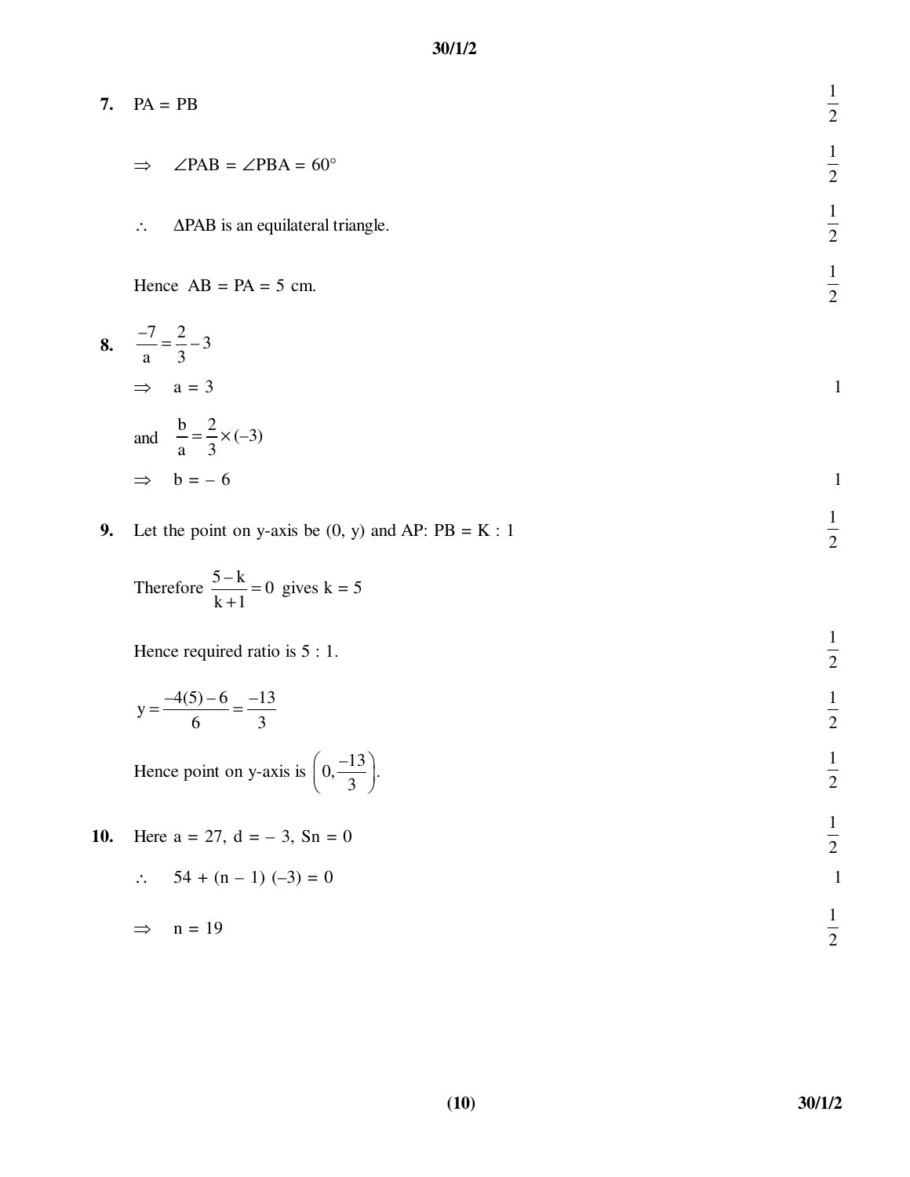**7.** PA = PB $\frac{1}{2}$

$\Rightarrow$ $\angle PAB = \angle PBA = 60°$ $\frac{1}{2}$

$\therefore$ $\Delta PAB$ is an equilateral triangle. $\frac{1}{2}$

Hence AB = PA = 5 cm. $\frac{1}{2}$

**8.** $\frac{-7}{a} = \frac{2}{3} - 3$

$\Rightarrow$ a = 3 1

and $\frac{b}{a} = \frac{2}{3} \times (-3)$

$\Rightarrow$ b = – 6 1

**9.** Let the point on y-axis be (0, y) and AP: PB = K : 1 $\frac{1}{2}$

Therefore $\frac{5-k}{k+1} = 0$ gives k = 5

Hence required ratio is 5 : 1. $\frac{1}{2}$

$y = \frac{-4(5)-6}{6} = \frac{-13}{3}$ $\frac{1}{2}$

Hence point on y-axis is $\left(0, \frac{-13}{3}\right)$. $\frac{1}{2}$

**10.** Here a = 27, d = – 3, Sn = 0 $\frac{1}{2}$

$\therefore$ 54 + (n – 1) (–3) = 0 1

$\Rightarrow$ n = 19 $\frac{1}{2}$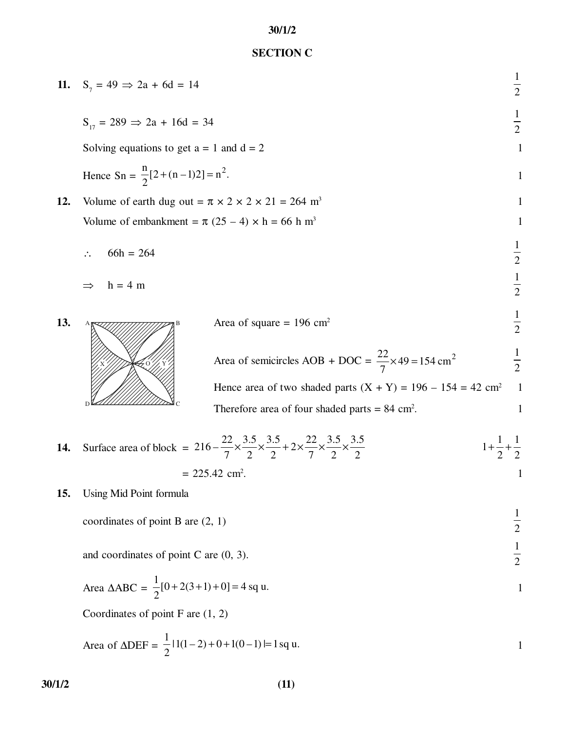## SECTION C

**11.** $S_7 = 49 \Rightarrow 2a + 6d = 14$ $\frac{1}{2}$

$S_{17} = 289 \Rightarrow 2a + 16d = 34$ $\frac{1}{2}$

Solving equations to get a = 1 and d = 2 1

Hence $S_n = \frac{n}{2}[2+(n-1)2] = n^2$. 1

**12.** Volume of earth dug out $= \pi \times 2 \times 2 \times 21 = 264 \text{ m}^3$ 1

Volume of embankment $= \pi (25 - 4) \times h = 66 \text{ h m}^3$ 1

$\therefore \quad 66h = 264$ $\frac{1}{2}$

$\Rightarrow \quad h = 4 \text{ m}$ $\frac{1}{2}$

**13.** Area of square = 196 $\text{cm}^2$ $\frac{1}{2}$

Area of semicircles AOB + DOC $= \frac{22}{7} \times 49 = 154 \text{ cm}^2$ $\frac{1}{2}$

Hence area of two shaded parts (X + Y) = 196 – 154 = 42 $\text{cm}^2$ 1

Therefore area of four shaded parts = 84 $\text{cm}^2$. 1

**14.** Surface area of block $= 216 - \frac{22}{7} \times \frac{3.5}{2} \times \frac{3.5}{2} + 2 \times \frac{22}{7} \times \frac{3.5}{2} \times \frac{3.5}{2}$ $1+\frac{1}{2}+\frac{1}{2}$

$= 225.42 \text{ cm}^2$. 1

**15.** Using Mid Point formula

coordinates of point B are (2, 1) $\frac{1}{2}$

and coordinates of point C are (0, 3). $\frac{1}{2}$

Area $\Delta ABC = \frac{1}{2}[0 + 2(3+1) + 0] = 4$ sq u. 1

Coordinates of point F are (1, 2)

Area of $\Delta DEF = \frac{1}{2}|1(1-2) + 0 + 1(0-1)| = 1$ sq u. 1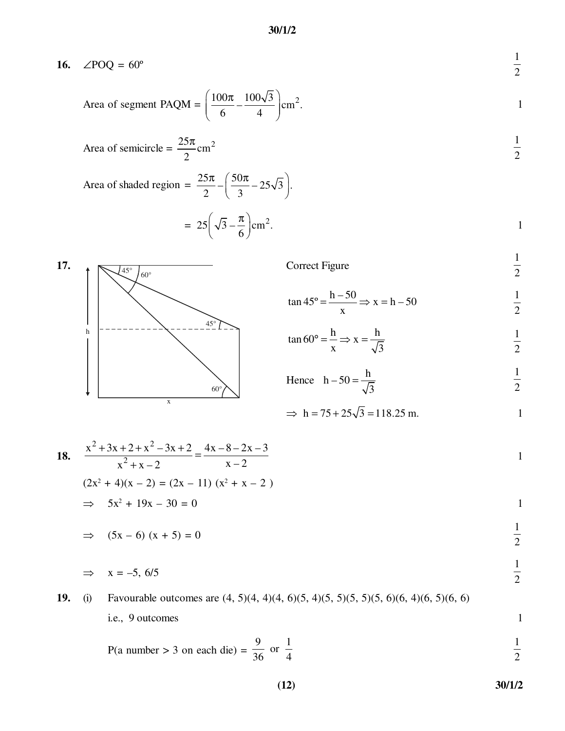**16.** $\angle POQ = 60^\circ$ $\frac{1}{2}$

Area of segment PAQM = $\left(\frac{100\pi}{6} - \frac{100\sqrt{3}}{4}\right)\text{cm}^2$. 1

Area of semicircle = $\frac{25\pi}{2}\text{cm}^2$ $\frac{1}{2}$

Area of shaded region = $\frac{25\pi}{2} - \left(\frac{50\pi}{3} - 25\sqrt{3}\right)$.

$= 25\left(\sqrt{3} - \frac{\pi}{6}\right)\text{cm}^2$. 1

**17.** Correct Figure $\frac{1}{2}$

$\tan 45^\circ = \frac{h-50}{x} \Rightarrow x = h - 50$ $\frac{1}{2}$

$\tan 60^\circ = \frac{h}{x} \Rightarrow x = \frac{h}{\sqrt{3}}$ $\frac{1}{2}$

Hence $h - 50 = \frac{h}{\sqrt{3}}$ $\frac{1}{2}$

$\Rightarrow h = 75 + 25\sqrt{3} = 118.25$ m. 1

**18.** $\frac{x^2+3x+2+x^2-3x+2}{x^2+x-2} = \frac{4x-8-2x-3}{x-2}$ 1

$(2x^2 + 4)(x - 2) = (2x - 11)(x^2 + x - 2)$

$\Rightarrow 5x^2 + 19x - 30 = 0$ 1

$\Rightarrow (5x - 6)(x + 5) = 0$ $\frac{1}{2}$

$\Rightarrow x = -5, 6/5$ $\frac{1}{2}$

**19.** (i) Favourable outcomes are (4, 5)(4, 4)(4, 6)(5, 4)(5, 5)(5, 5)(5, 6)(6, 4)(6, 5)(6, 6)

i.e., 9 outcomes 1

P(a number > 3 on each die) = $\frac{9}{36}$ or $\frac{1}{4}$ $\frac{1}{2}$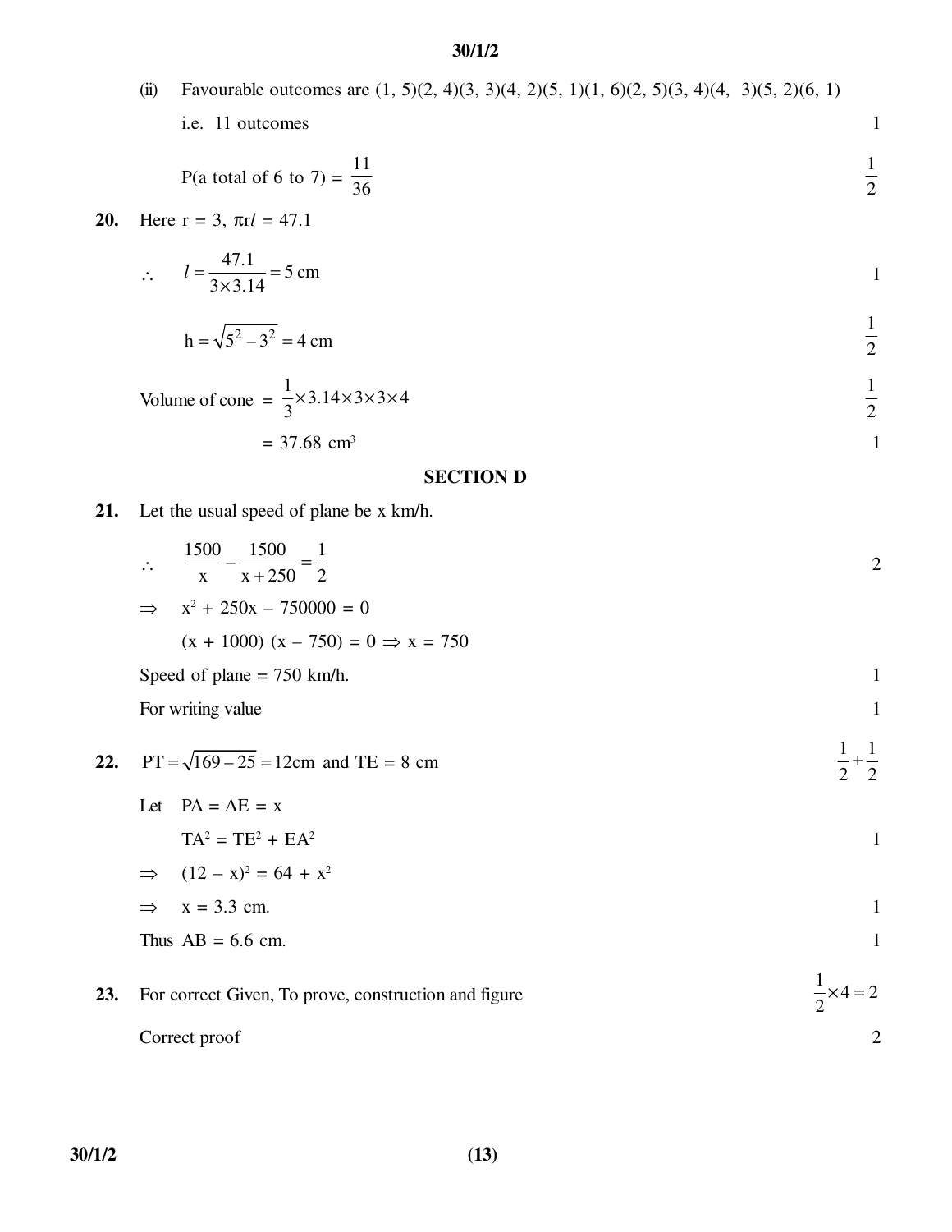(ii) Favourable outcomes are (1, 5)(2, 4)(3, 3)(4, 2)(5, 1)(1, 6)(2, 5)(3, 4)(4, 3)(5, 2)(6, 1)

i.e. 11 outcomes — 1

P(a total of 6 to 7) = $\frac{11}{36}$ — $\frac{1}{2}$

**20.** Here r = 3, $\pi r l = 47.1$

$\therefore \quad l = \frac{47.1}{3 \times 3.14} = 5$ cm — 1

$h = \sqrt{5^2 - 3^2} = 4$ cm — $\frac{1}{2}$

Volume of cone = $\frac{1}{3} \times 3.14 \times 3 \times 3 \times 4$ — $\frac{1}{2}$

= 37.68 cm$^3$ — 1

## SECTION D

**21.** Let the usual speed of plane be x km/h.

$\therefore \quad \frac{1500}{x} - \frac{1500}{x + 250} = \frac{1}{2}$ — 2

$\Rightarrow \quad x^2 + 250x - 750000 = 0$

$(x + 1000)(x - 750) = 0 \Rightarrow x = 750$

Speed of plane = 750 km/h. — 1

For writing value — 1

**22.** $PT = \sqrt{169 - 25} = 12$cm and TE = 8 cm — $\frac{1}{2} + \frac{1}{2}$

Let PA = AE = x

$TA^2 = TE^2 + EA^2$ — 1

$\Rightarrow \quad (12 - x)^2 = 64 + x^2$

$\Rightarrow \quad x = 3.3$ cm. — 1

Thus AB = 6.6 cm. — 1

**23.** For correct Given, To prove, construction and figure — $\frac{1}{2} \times 4 = 2$

Correct proof — 2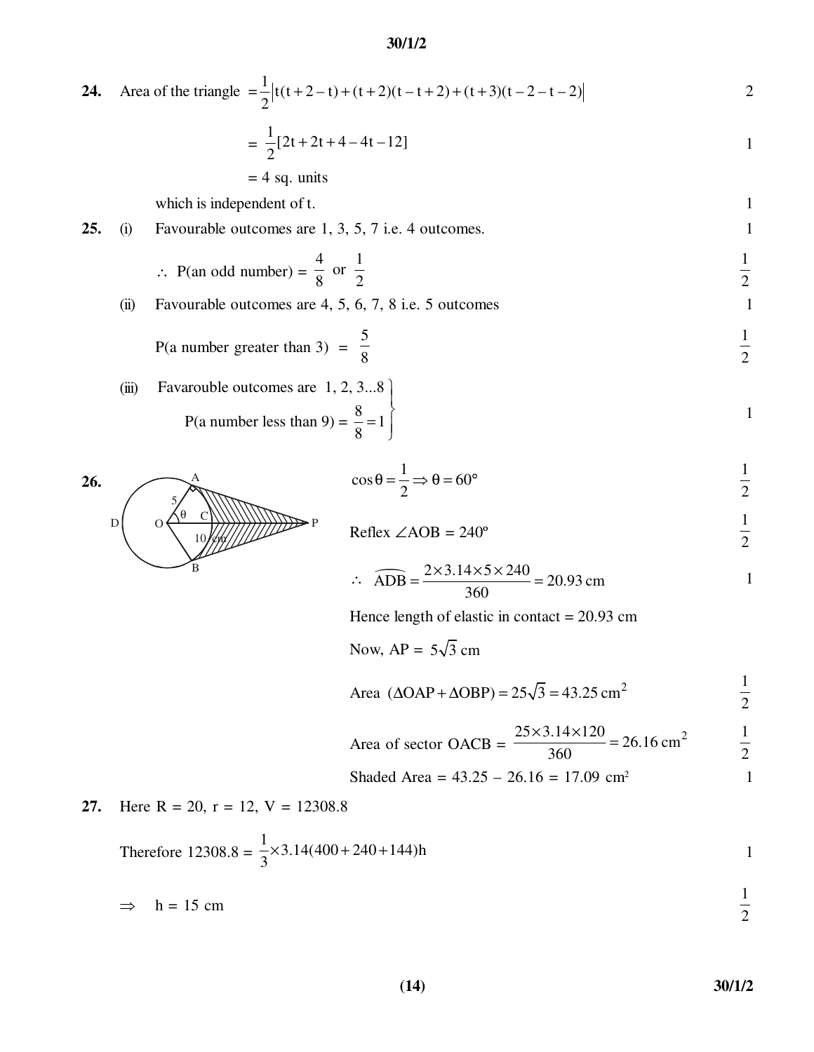**24.** Area of the triangle $= \frac{1}{2}\left|t(t+2-t)+(t+2)(t-t+2)+(t+3)(t-2-t-2)\right|$ 2

$= \frac{1}{2}[2t+2t+4-4t-12]$ 1

$= 4$ sq. units

which is independent of t. 1

**25.** (i) Favourable outcomes are 1, 3, 5, 7 i.e. 4 outcomes. 1

$\therefore$ P(an odd number) $= \frac{4}{8}$ or $\frac{1}{2}$ $\frac{1}{2}$

(ii) Favourable outcomes are 4, 5, 6, 7, 8 i.e. 5 outcomes 1

P(a number greater than 3) $= \frac{5}{8}$ $\frac{1}{2}$

(iii) Favarouble outcomes are 1, 2, 3...8
P(a number less than 9) $= \frac{8}{8} = 1$ 1

**26.**

$\cos\theta = \frac{1}{2} \Rightarrow \theta = 60°$ $\frac{1}{2}$

Reflex $\angle AOB = 240°$ $\frac{1}{2}$

$\therefore\ \widehat{ADB} = \frac{2\times 3.14\times 5\times 240}{360} = 20.93$ cm 1

Hence length of elastic in contact = 20.93 cm

Now, AP = $5\sqrt{3}$ cm

Area $(\Delta OAP + \Delta OBP) = 25\sqrt{3} = 43.25\ \text{cm}^2$ $\frac{1}{2}$

Area of sector OACB = $\frac{25\times 3.14\times 120}{360} = 26.16\ \text{cm}^2$ $\frac{1}{2}$

Shaded Area = 43.25 – 26.16 = 17.09 cm² 1

**27.** Here R = 20, r = 12, V = 12308.8

Therefore $12308.8 = \frac{1}{3}\times 3.14(400+240+144)h$ 1

$\Rightarrow$ h = 15 cm $\frac{1}{2}$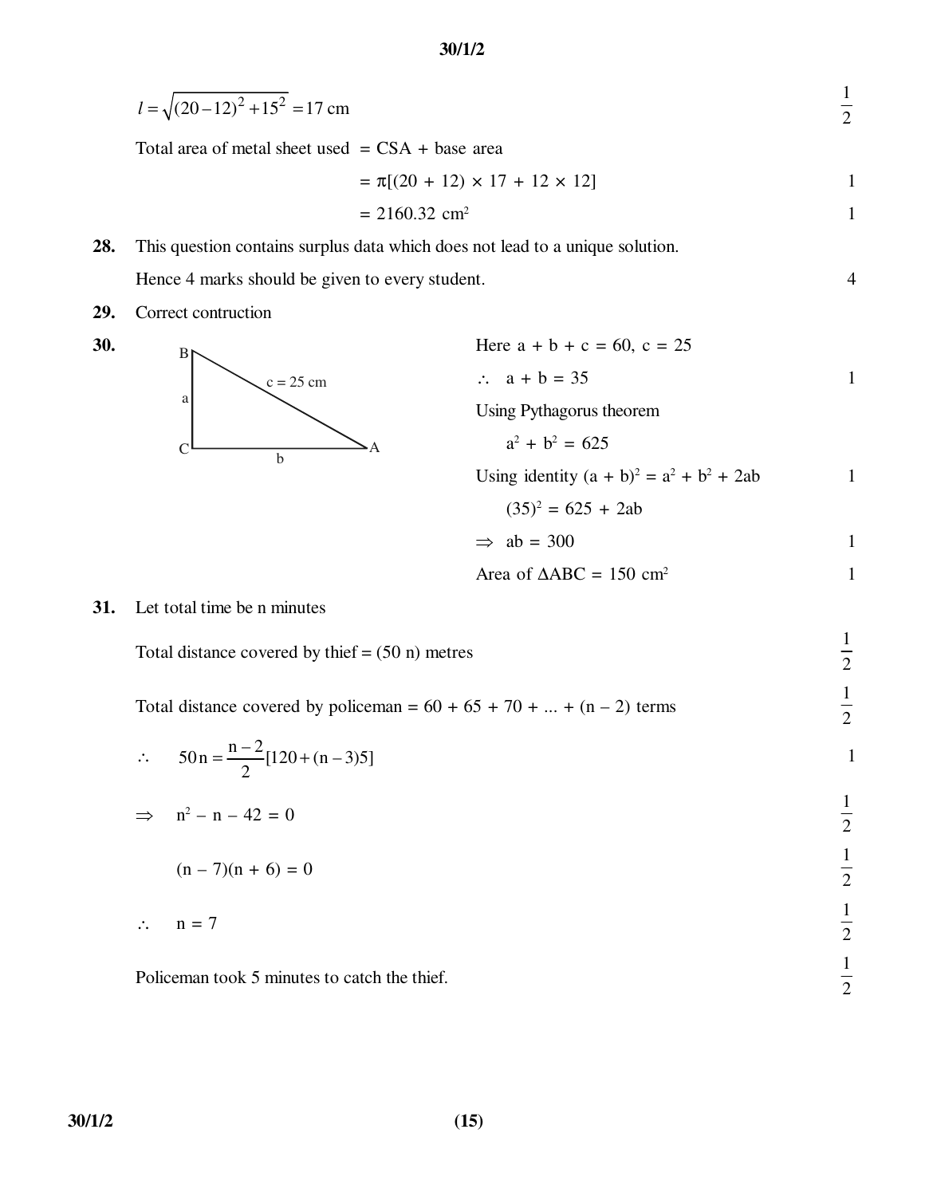$l = \sqrt{(20-12)^2 + 15^2} = 17$ cm $\qquad \frac{1}{2}$

Total area of metal sheet used $=$ CSA + base area

$= \pi[(20 + 12) \times 17 + 12 \times 12] \qquad 1$

$= 2160.32 \text{ cm}^2 \qquad 1$

**28.** This question contains surplus data which does not lead to a unique solution.

Hence 4 marks should be given to every student. $\qquad 4$

**29.** Correct contruction

**30.** (Figure: right triangle ABC with right angle at C, side BC = a, side CA = b, hypotenuse AB: c = 25 cm)

Here $a + b + c = 60$, $c = 25$

$\therefore \quad a + b = 35 \qquad 1$

Using Pythagorus theorem

$a^2 + b^2 = 625$

Using identity $(a + b)^2 = a^2 + b^2 + 2ab \qquad 1$

$(35)^2 = 625 + 2ab$

$\Rightarrow \quad ab = 300 \qquad 1$

Area of $\Delta ABC = 150 \text{ cm}^2 \qquad 1$

**31.** Let total time be n minutes

Total distance covered by thief $= (50\ n)$ metres $\qquad \frac{1}{2}$

Total distance covered by policeman $= 60 + 65 + 70 + \ldots + (n - 2)$ terms $\qquad \frac{1}{2}$

$\therefore \quad 50n = \frac{n-2}{2}[120 + (n-3)5] \qquad 1$

$\Rightarrow \quad n^2 - n - 42 = 0 \qquad \frac{1}{2}$

$(n - 7)(n + 6) = 0 \qquad \frac{1}{2}$

$\therefore \quad n = 7 \qquad \frac{1}{2}$

Policeman took 5 minutes to catch the thief. $\qquad \frac{1}{2}$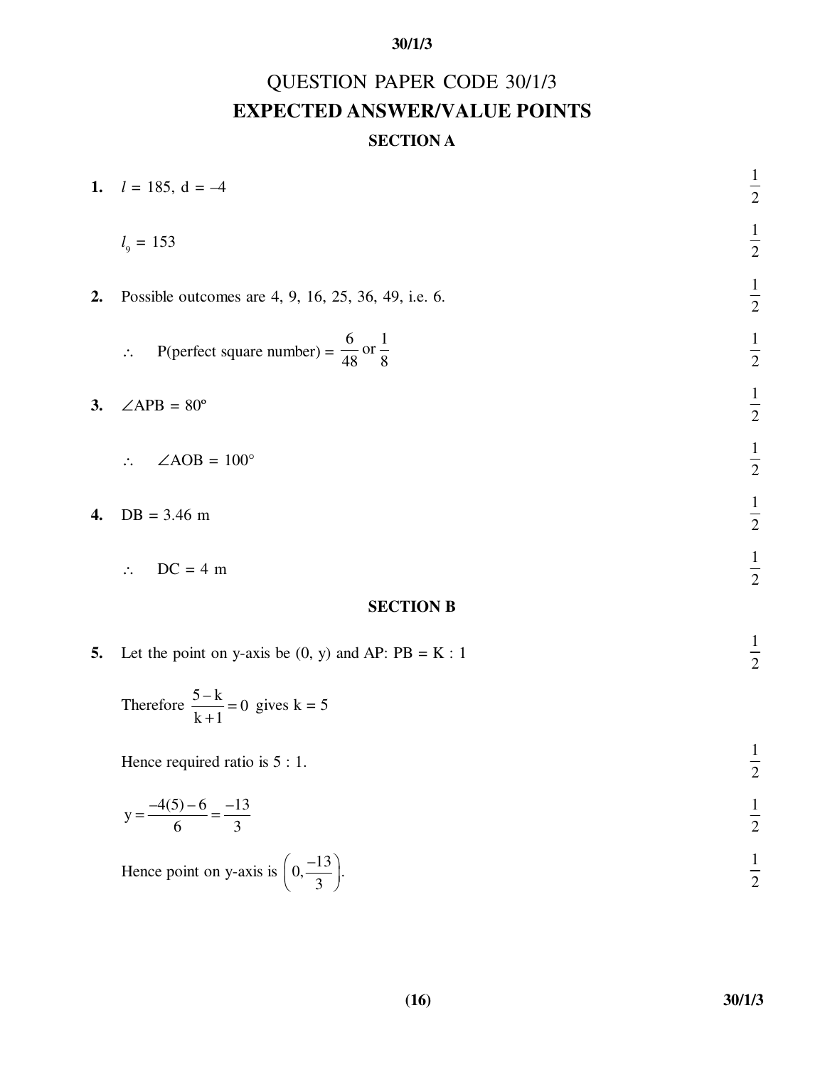# QUESTION PAPER CODE 30/1/3

## EXPECTED ANSWER/VALUE POINTS

### SECTION A

**1.** $l = 185$, $d = -4$ $\frac{1}{2}$

$l_9 = 153$ $\frac{1}{2}$

**2.** Possible outcomes are 4, 9, 16, 25, 36, 49, i.e. 6. $\frac{1}{2}$

$\therefore$ P(perfect square number) = $\frac{6}{48}$ or $\frac{1}{8}$ $\frac{1}{2}$

**3.** $\angle APB = 80°$ $\frac{1}{2}$

$\therefore$ $\angle AOB = 100°$ $\frac{1}{2}$

**4.** DB = 3.46 m $\frac{1}{2}$

$\therefore$ DC = 4 m $\frac{1}{2}$

### SECTION B

**5.** Let the point on y-axis be (0, y) and AP: PB = K : 1 $\frac{1}{2}$

Therefore $\frac{5-k}{k+1} = 0$ gives k = 5

Hence required ratio is 5 : 1. $\frac{1}{2}$

$y = \frac{-4(5)-6}{6} = \frac{-13}{3}$ $\frac{1}{2}$

Hence point on y-axis is $\left(0, \frac{-13}{3}\right)$. $\frac{1}{2}$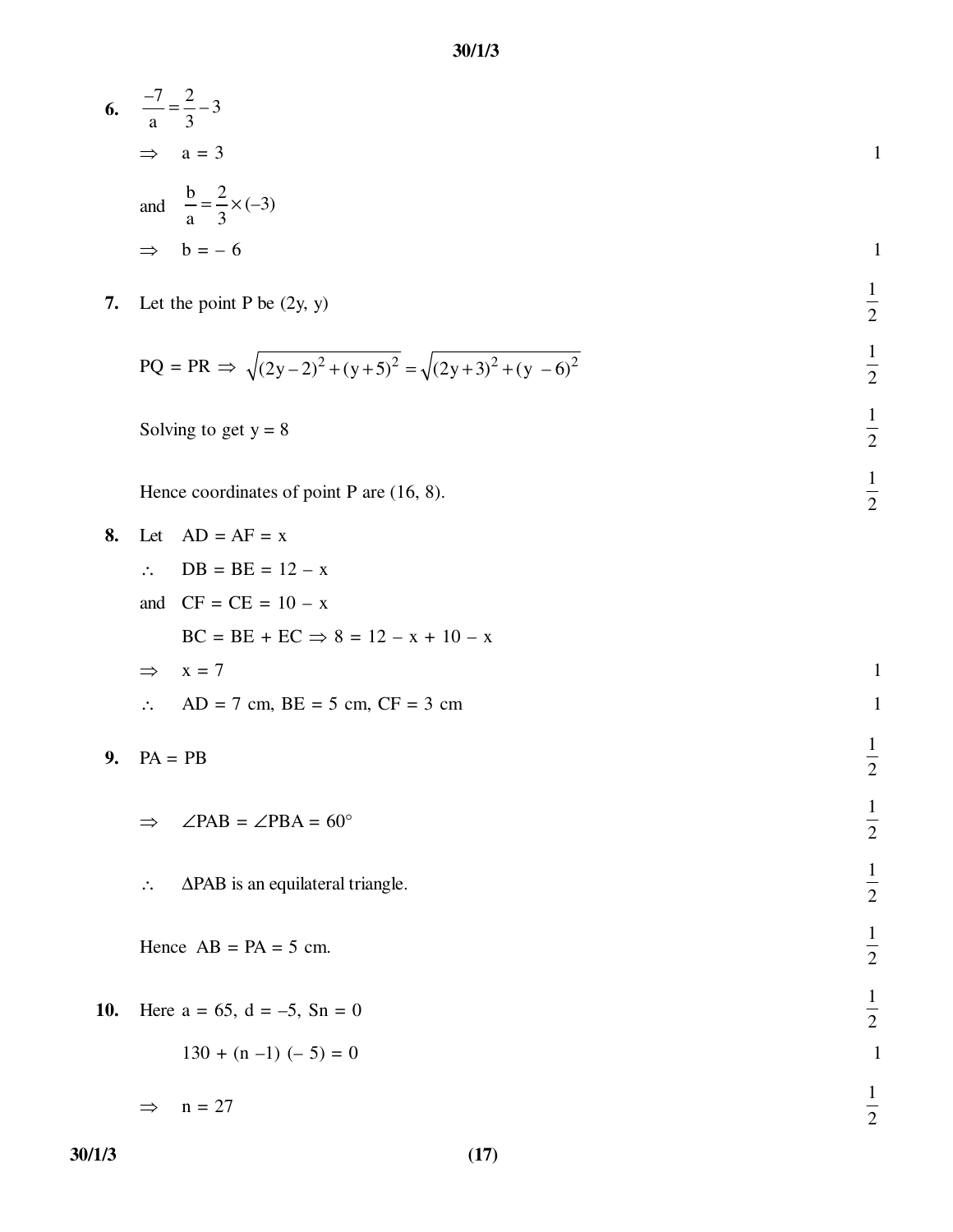**6.** $\frac{-7}{a} = \frac{2}{3} - 3$

$\Rightarrow \quad a = 3$ &emsp; 1

and $\frac{b}{a} = \frac{2}{3} \times (-3)$

$\Rightarrow \quad b = -6$ &emsp; 1

**7.** Let the point P be (2y, y) &emsp; $\frac{1}{2}$

PQ = PR $\Rightarrow \sqrt{(2y-2)^2 + (y+5)^2} = \sqrt{(2y+3)^2 + (y-6)^2}$ &emsp; $\frac{1}{2}$

Solving to get y = 8 &emsp; $\frac{1}{2}$

Hence coordinates of point P are (16, 8). &emsp; $\frac{1}{2}$

**8.** Let &emsp; AD = AF = x

$\therefore$ &emsp; DB = BE = 12 – x

and &emsp; CF = CE = 10 – x

BC = BE + EC $\Rightarrow$ 8 = 12 – x + 10 – x

$\Rightarrow$ &emsp; x = 7 &emsp; 1

$\therefore$ &emsp; AD = 7 cm, BE = 5 cm, CF = 3 cm &emsp; 1

**9.** PA = PB &emsp; $\frac{1}{2}$

$\Rightarrow$ &emsp; $\angle PAB = \angle PBA = 60°$ &emsp; $\frac{1}{2}$

$\therefore$ &emsp; $\Delta PAB$ is an equilateral triangle. &emsp; $\frac{1}{2}$

Hence AB = PA = 5 cm. &emsp; $\frac{1}{2}$

**10.** Here a = 65, d = –5, Sn = 0 &emsp; $\frac{1}{2}$

130 + (n –1) (– 5) = 0 &emsp; 1

$\Rightarrow$ &emsp; n = 27 &emsp; $\frac{1}{2}$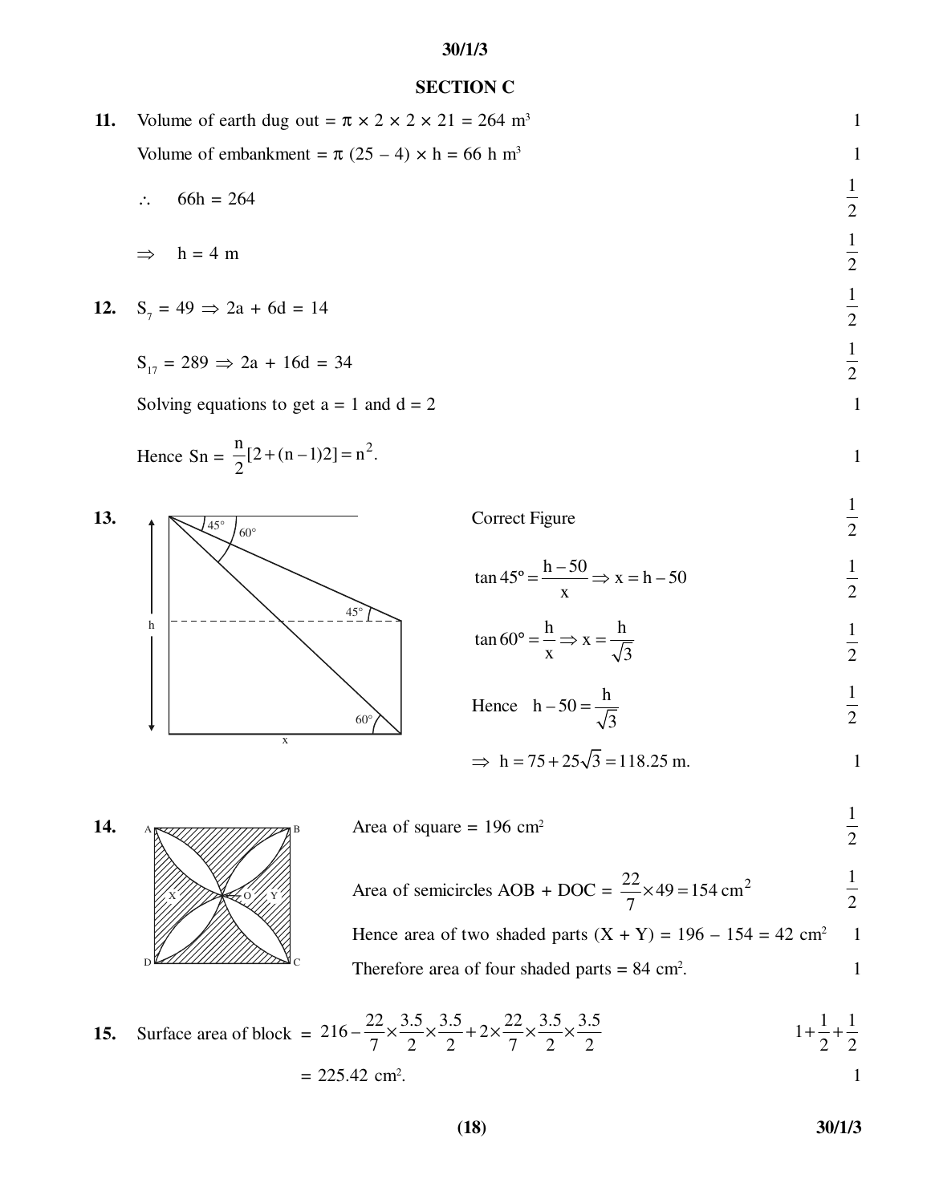## SECTION C

**11.** Volume of earth dug out = $\pi \times 2 \times 2 \times 21 = 264$ m$^3$ — 1

Volume of embankment = $\pi (25 - 4) \times h = 66$ h m$^3$ — 1

$\therefore$ 66h = 264 — $\frac{1}{2}$

$\Rightarrow$ h = 4 m — $\frac{1}{2}$

**12.** $S_7 = 49 \Rightarrow 2a + 6d = 14$ — $\frac{1}{2}$

$S_{17} = 289 \Rightarrow 2a + 16d = 34$ — $\frac{1}{2}$

Solving equations to get a = 1 and d = 2 — 1

Hence Sn = $\frac{n}{2}[2+(n-1)2] = n^2$. — 1

**13.** Correct Figure — $\frac{1}{2}$

$\tan 45° = \frac{h-50}{x} \Rightarrow x = h - 50$ — $\frac{1}{2}$

$\tan 60° = \frac{h}{x} \Rightarrow x = \frac{h}{\sqrt{3}}$ — $\frac{1}{2}$

Hence $h - 50 = \frac{h}{\sqrt{3}}$ — $\frac{1}{2}$

$\Rightarrow h = 75 + 25\sqrt{3} = 118.25$ m. — 1

**14.** Area of square = 196 cm$^2$ — $\frac{1}{2}$

Area of semicircles AOB + DOC = $\frac{22}{7} \times 49 = 154\ \text{cm}^2$ — $\frac{1}{2}$

Hence area of two shaded parts (X + Y) = 196 – 154 = 42 cm$^2$ — 1

Therefore area of four shaded parts = 84 cm$^2$. — 1

**15.** Surface area of block = $216 - \frac{22}{7} \times \frac{3.5}{2} \times \frac{3.5}{2} + 2 \times \frac{22}{7} \times \frac{3.5}{2} \times \frac{3.5}{2}$ — $1+\frac{1}{2}+\frac{1}{2}$

= 225.42 cm$^2$. — 1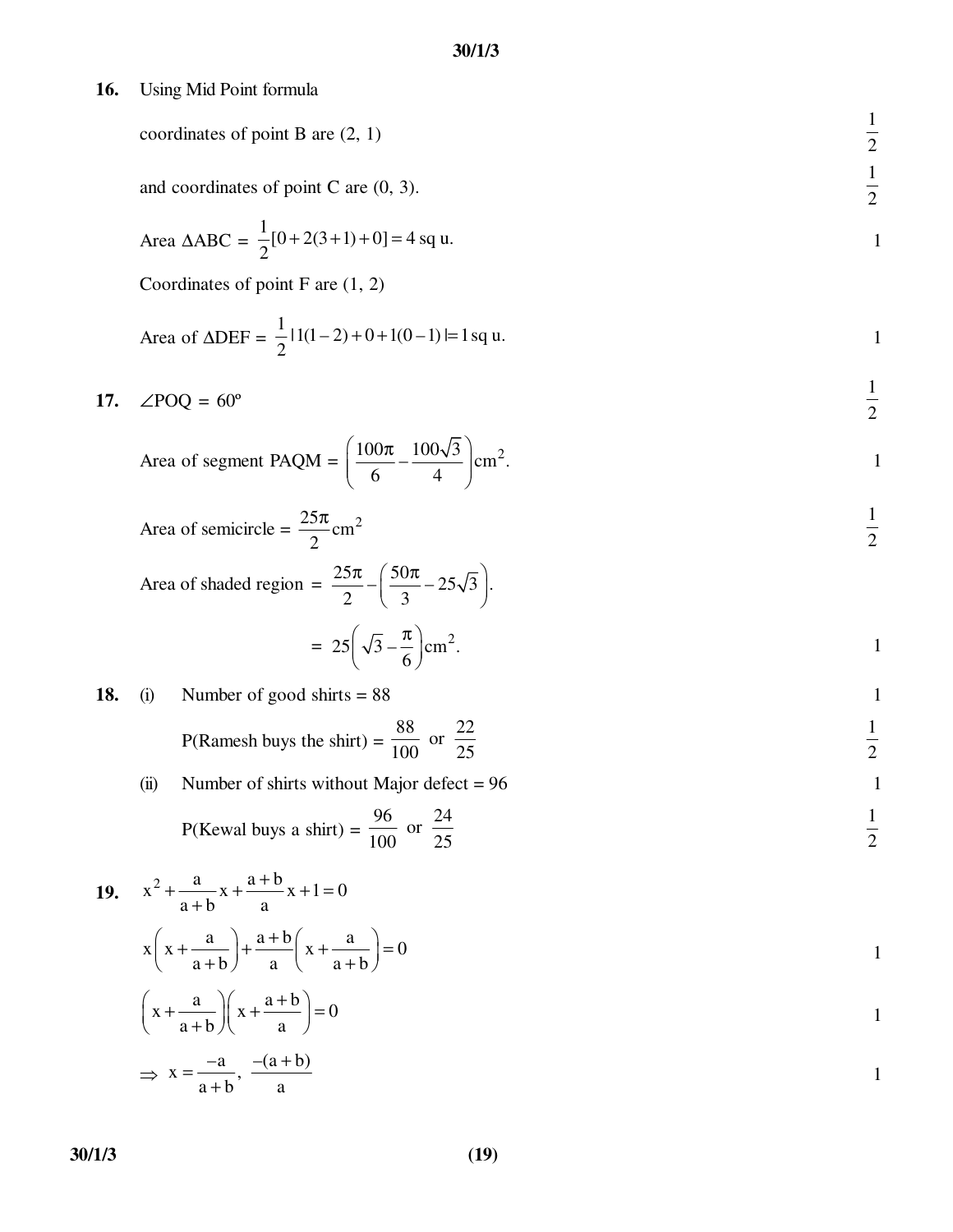**16.** Using Mid Point formula

coordinates of point B are (2, 1) $\frac{1}{2}$

and coordinates of point C are (0, 3). $\frac{1}{2}$

Area $\Delta ABC = \frac{1}{2}[0 + 2(3+1) + 0] = 4$ sq u. 1

Coordinates of point F are (1, 2)

Area of $\Delta DEF = \frac{1}{2} | 1(1-2) + 0 + 1(0-1) | = 1$ sq u. 1

**17.** $\angle POQ = 60°$ $\frac{1}{2}$

Area of segment PAQM = $\left(\frac{100\pi}{6} - \frac{100\sqrt{3}}{4}\right) cm^2$. 1

Area of semicircle = $\frac{25\pi}{2} cm^2$ $\frac{1}{2}$

Area of shaded region = $\frac{25\pi}{2} - \left(\frac{50\pi}{3} - 25\sqrt{3}\right)$.

$= 25\left(\sqrt{3} - \frac{\pi}{6}\right) cm^2$. 1

**18.** (i) Number of good shirts = 88 1

P(Ramesh buys the shirt) = $\frac{88}{100}$ or $\frac{22}{25}$ $\frac{1}{2}$

(ii) Number of shirts without Major defect = 96 1

P(Kewal buys a shirt) = $\frac{96}{100}$ or $\frac{24}{25}$ $\frac{1}{2}$

**19.** $x^2 + \frac{a}{a+b}x + \frac{a+b}{a}x + 1 = 0$

$x\left(x + \frac{a}{a+b}\right) + \frac{a+b}{a}\left(x + \frac{a}{a+b}\right) = 0$ 1

$\left(x + \frac{a}{a+b}\right)\left(x + \frac{a+b}{a}\right) = 0$ 1

$\Rightarrow x = \frac{-a}{a+b}, \frac{-(a+b)}{a}$ 1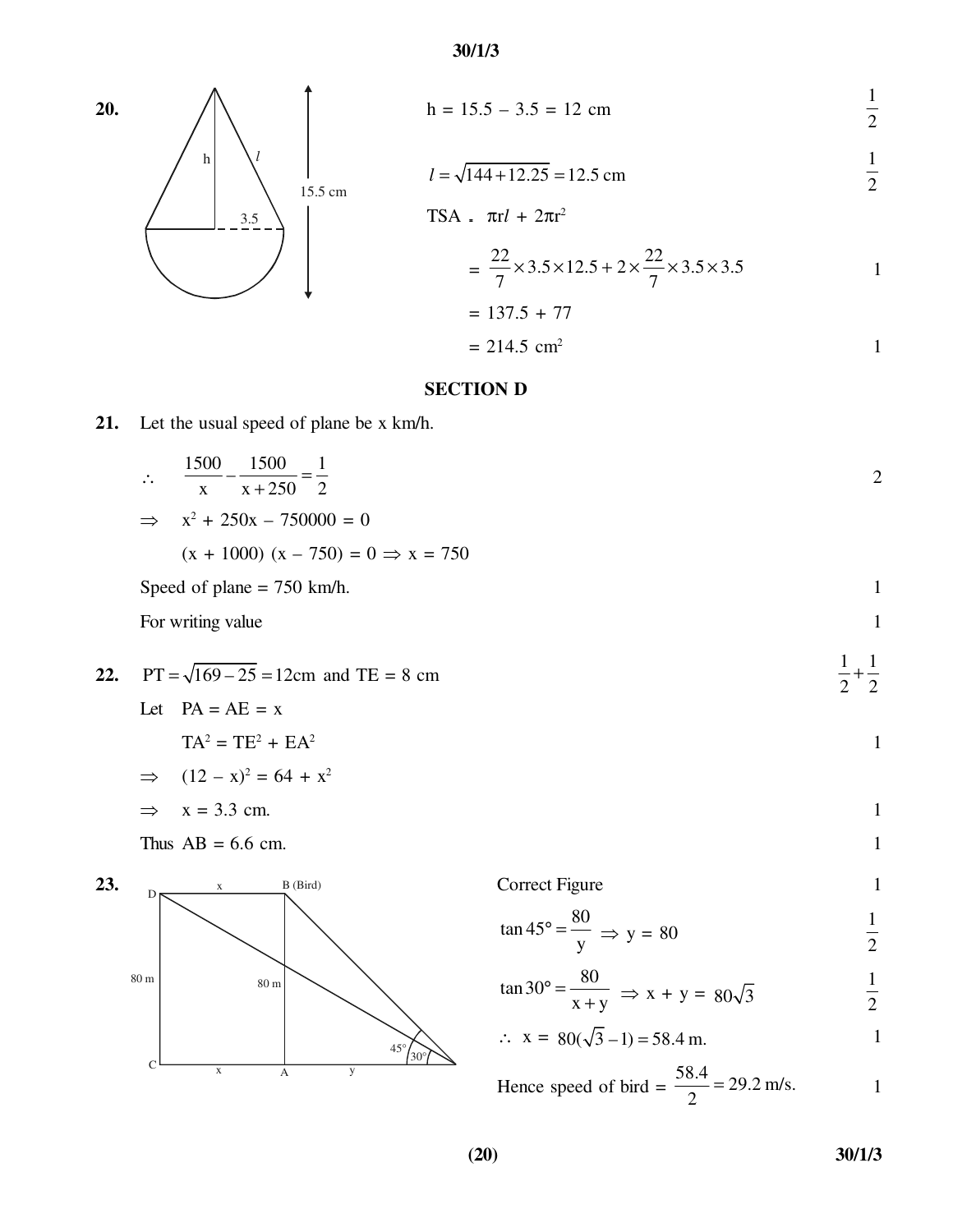**20.**

$h = 15.5 - 3.5 = 12$ cm $\quad \frac{1}{2}$

$l = \sqrt{144 + 12.25} = 12.5$ cm $\quad \frac{1}{2}$

TSA $= \pi r l + 2\pi r^2$

$= \frac{22}{7} \times 3.5 \times 12.5 + 2 \times \frac{22}{7} \times 3.5 \times 3.5 \quad 1$

$= 137.5 + 77$

$= 214.5$ cm$^2$ $\quad 1$

## SECTION D

**21.** Let the usual speed of plane be x km/h.

$\therefore \quad \frac{1500}{x} - \frac{1500}{x + 250} = \frac{1}{2} \quad 2$

$\Rightarrow \quad x^2 + 250x - 750000 = 0$

$(x + 1000)(x - 750) = 0 \Rightarrow x = 750$

Speed of plane = 750 km/h. $\quad 1$

For writing value $\quad 1$

**22.** $PT = \sqrt{169 - 25} = 12$cm and TE = 8 cm $\quad \frac{1}{2} + \frac{1}{2}$

Let $PA = AE = x$

$TA^2 = TE^2 + EA^2 \quad 1$

$\Rightarrow \quad (12 - x)^2 = 64 + x^2$

$\Rightarrow \quad x = 3.3$ cm. $\quad 1$

Thus AB = 6.6 cm. $\quad 1$

**23.**

Correct Figure $\quad 1$

$\tan 45° = \frac{80}{y} \Rightarrow y = 80 \quad \frac{1}{2}$

$\tan 30° = \frac{80}{x + y} \Rightarrow x + y = 80\sqrt{3} \quad \frac{1}{2}$

$\therefore \; x = 80(\sqrt{3} - 1) = 58.4$ m. $\quad 1$

Hence speed of bird $= \frac{58.4}{2} = 29.2$ m/s. $\quad 1$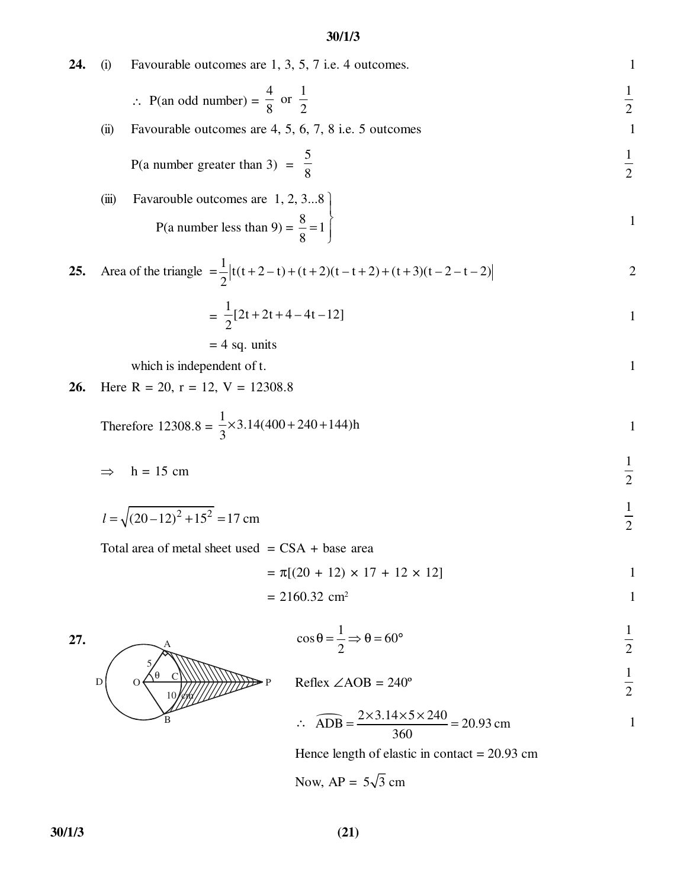**24.** (i) Favourable outcomes are 1, 3, 5, 7 i.e. 4 outcomes. 1

$\therefore$ P(an odd number) = $\frac{4}{8}$ or $\frac{1}{2}$ $\frac{1}{2}$

(ii) Favourable outcomes are 4, 5, 6, 7, 8 i.e. 5 outcomes 1

P(a number greater than 3) = $\frac{5}{8}$ $\frac{1}{2}$

(iii) Favarouble outcomes are 1, 2, 3...8
P(a number less than 9) = $\frac{8}{8} = 1$ 1

**25.** Area of the triangle $= \frac{1}{2}\left|t(t+2-t)+(t+2)(t-t+2)+(t+3)(t-2-t-2)\right|$ 2

$= \frac{1}{2}[2t+2t+4-4t-12]$ 1

= 4 sq. units

which is independent of t. 1

**26.** Here R = 20, r = 12, V = 12308.8

Therefore $12308.8 = \frac{1}{3} \times 3.14(400+240+144)h$ 1

$\Rightarrow$ h = 15 cm $\frac{1}{2}$

$l = \sqrt{(20-12)^2 + 15^2} = 17$ cm $\frac{1}{2}$

Total area of metal sheet used = CSA + base area

$= \pi[(20 + 12) \times 17 + 12 \times 12]$ 1

$= 2160.32$ cm$^2$ 1

**27.**

$\cos\theta = \frac{1}{2} \Rightarrow \theta = 60°$ $\frac{1}{2}$

Reflex $\angle AOB = 240°$ $\frac{1}{2}$

$\therefore\ \widehat{ADB} = \frac{2 \times 3.14 \times 5 \times 240}{360} = 20.93$ cm 1

Hence length of elastic in contact = 20.93 cm

Now, AP = $5\sqrt{3}$ cm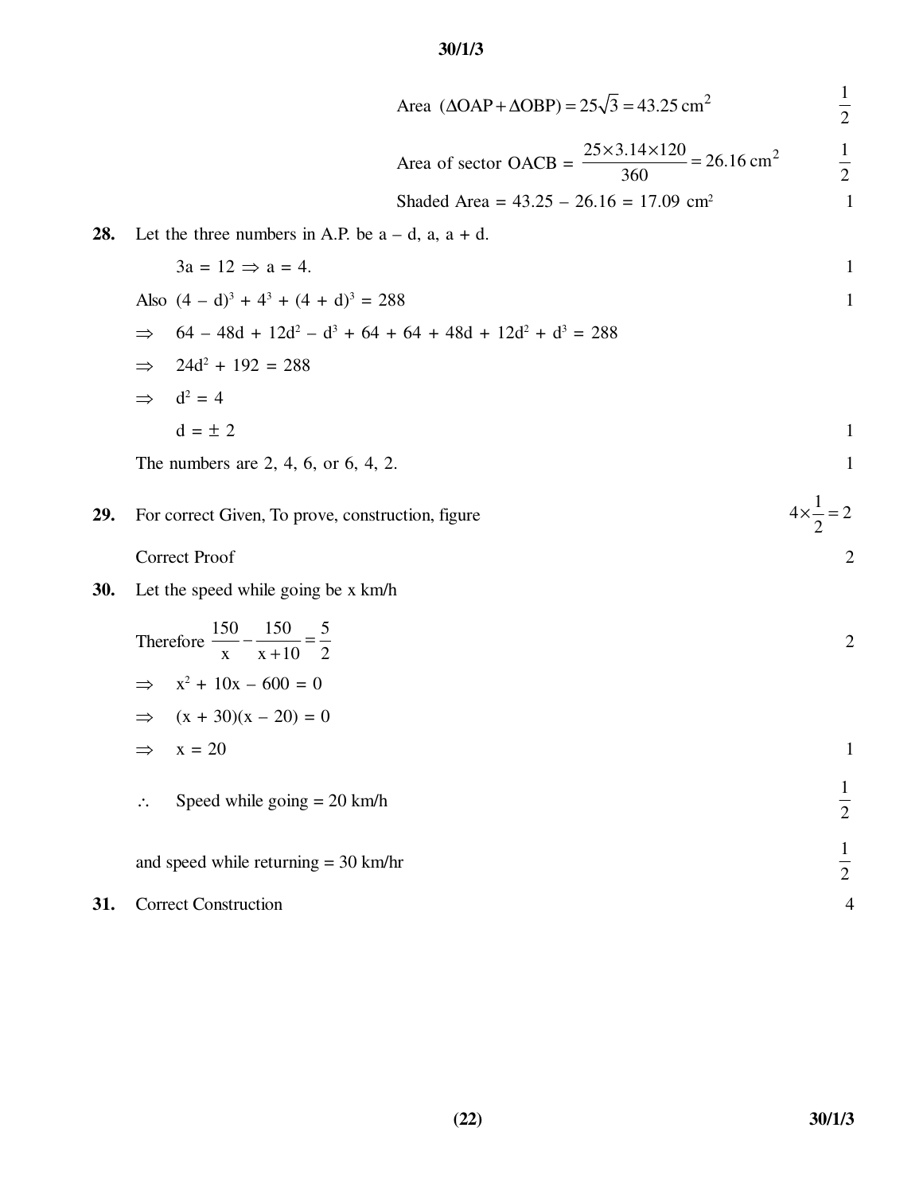Area $(\Delta OAP + \Delta OBP) = 25\sqrt{3} = 43.25 \text{ cm}^2$ $\frac{1}{2}$

Area of sector OACB = $\frac{25 \times 3.14 \times 120}{360} = 26.16 \text{ cm}^2$ $\frac{1}{2}$

Shaded Area = 43.25 – 26.16 = 17.09 $\text{cm}^2$ 1

**28.** Let the three numbers in A.P. be a – d, a, a + d.

$3a = 12 \Rightarrow a = 4.$ 1

Also $(4 - d)^3 + 4^3 + (4 + d)^3 = 288$ 1

$\Rightarrow \quad 64 - 48d + 12d^2 - d^3 + 64 + 64 + 48d + 12d^2 + d^3 = 288$

$\Rightarrow \quad 24d^2 + 192 = 288$

$\Rightarrow \quad d^2 = 4$

$d = \pm 2$ 1

The numbers are 2, 4, 6, or 6, 4, 2. 1

**29.** For correct Given, To prove, construction, figure $4 \times \frac{1}{2} = 2$

Correct Proof 2

**30.** Let the speed while going be x km/h

Therefore $\frac{150}{x} - \frac{150}{x + 10} = \frac{5}{2}$ 2

$\Rightarrow \quad x^2 + 10x - 600 = 0$

$\Rightarrow \quad (x + 30)(x - 20) = 0$

$\Rightarrow \quad x = 20$ 1

$\therefore$ Speed while going = 20 km/h $\frac{1}{2}$

and speed while returning = 30 km/hr $\frac{1}{2}$

**31.** Correct Construction 4